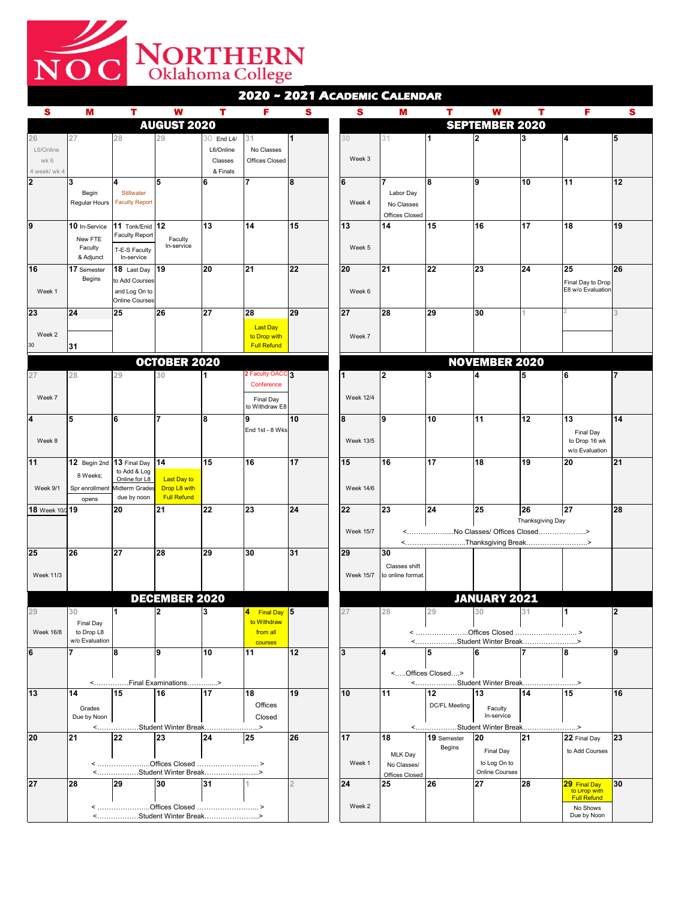# NORTHERN Oklahoma College

## 2020 ~ 2021 Academic Calendar

### AUGUST 2020

| S | M | T | W | T | F | S |
|---|---|---|---|---|---|---|
| 26 L6/Online wk 6 4 week/ wk 4 | 27 | 28 | 29 | 30 End L4/ L6/Online Classes & Finals | 31 No Classes Offices Closed | 1 |
| 2 | 3 Begin Regular Hours | 4 Stillwater Faculty Report | 5 | 6 | 7 | 8 |
| 9 | 10 In-Service New FTE Faculty & Adjunct | 11 Tonk/Enid Faculty Report T-E-S Faculty In-service | 12 Faculty In-service | 13 | 14 | 15 |
| 16 Week 1 | 17 Semester Begins | 18 Last Day to Add Courses and Log On to Online Courses | 19 | 20 | 21 | 22 |
| 23 Week 2 | 24 | 25 | 26 | 27 | 28 Last Day to Drop with Full Refund | 29 |
| 30 | 31 | | | | | |

### SEPTEMBER 2020

| S | M | T | W | T | F | S |
|---|---|---|---|---|---|---|
| 30 Week 3 | 31 | 1 | 2 | 3 | 4 | 5 |
| 6 Week 4 | 7 Labor Day No Classes Offices Closed | 8 | 9 | 10 | 11 | 12 |
| 13 Week 5 | 14 | 15 | 16 | 17 | 18 | 19 |
| 20 Week 6 | 21 | 22 | 23 | 24 | 25 Final Day to Drop E8 w/o Evaluation | 26 |
| 27 Week 7 | 28 | 29 | 30 | 1 | 2 | 3 |

### OCTOBER 2020

| S | M | T | W | T | F | S |
|---|---|---|---|---|---|---|
| 27 Week 7 | 28 | 29 | 30 | 1 | 2 Faculty OACC Conference Final Day to Withdraw E8 | 3 |
| 4 Week 8 | 5 | 6 | 7 | 8 | 9 End 1st - 8 Wks | 10 |
| 11 Week 9/1 | 12 Begin 2nd 8 Weeks; Spr enrollment opens | 13 Final Day to Add & Log Online for L8 Midterm Grades due by noon | 14 Last Day to Drop L8 with Full Refund | 15 | 16 | 17 |
| 18 Week 10/2 | 19 | 20 | 21 | 22 | 23 | 24 |
| 25 Week 11/3 | 26 | 27 | 28 | 29 | 30 | 31 |

### NOVEMBER 2020

| S | M | T | W | T | F | S |
|---|---|---|---|---|---|---|
| 1 Week 12/4 | 2 | 3 | 4 | 5 | 6 | 7 |
| 8 Week 13/5 | 9 | 10 | 11 | 12 | 13 Final Day to Drop 16 wk w/o Evaluation | 14 |
| 15 Week 14/6 | 16 | 17 | 18 | 19 | 20 | 21 |
| 22 Week 15/7 | 23 | 24 | 25 | 26 Thanksgiving Day | 27 | 28 |
| 29 Week 15/7 | 30 Classes shift to online format. | | | | | |

Nov 23 – 27: <……No Classes/ Offices Closed……> <……Thanksgiving Break……>

### DECEMBER 2020

| S | M | T | W | T | F | S |
|---|---|---|---|---|---|---|
| 29 Week 16/8 | 30 Final Day to Drop L8 w/o Evaluation | 1 | 2 | 3 | 4 Final Day to Withdraw from all courses | 5 |
| 6 | 7 | 8 | 9 | 10 | 11 | 12 |
| 13 | 14 Grades Due by Noon | 15 | 16 | 17 | 18 Offices Closed | 19 |
| 20 | 21 | 22 | 23 | 24 | 25 | 26 |
| 27 | 28 | 29 | 30 | 31 | 1 | 2 |

- Dec 7 – 10: <……Final Examinations……>
- Dec 14 – 18: <……Student Winter Break……>
- Dec 21 – 25: <……Offices Closed……> <……Student Winter Break……>
- Dec 28 – 31: <……Offices Closed……> <……Student Winter Break……>

### JANUARY 2021

| S | M | T | W | T | F | S |
|---|---|---|---|---|---|---|
| 27 | 28 | 29 | 30 | 31 | 1 | 2 |
| 3 | 4 | 5 | 6 | 7 | 8 | 9 |
| 10 | 11 | 12 DC/FL Meeting | 13 Faculty In-service | 14 | 15 | 16 |
| 17 Week 1 | 18 MLK Day No Classes/ Offices Closed | 19 Semester Begins | 20 Final Day to Log On to Online Courses | 21 | 22 Final Day to Add Courses | 23 |
| 24 Week 2 | 25 | 26 | 27 | 28 | 29 Final Day to Drop with Full Refund No Shows Due by Noon | 30 |

- Dec 28 – Jan 1: < ……Offices Closed…… > <……Student Winter Break……>
- Jan 4 – 5: <…..Offices Closed….>
- Jan 4 – 8: <……Student Winter Break……>
- Jan 11 – 15: <……Student Winter Break……>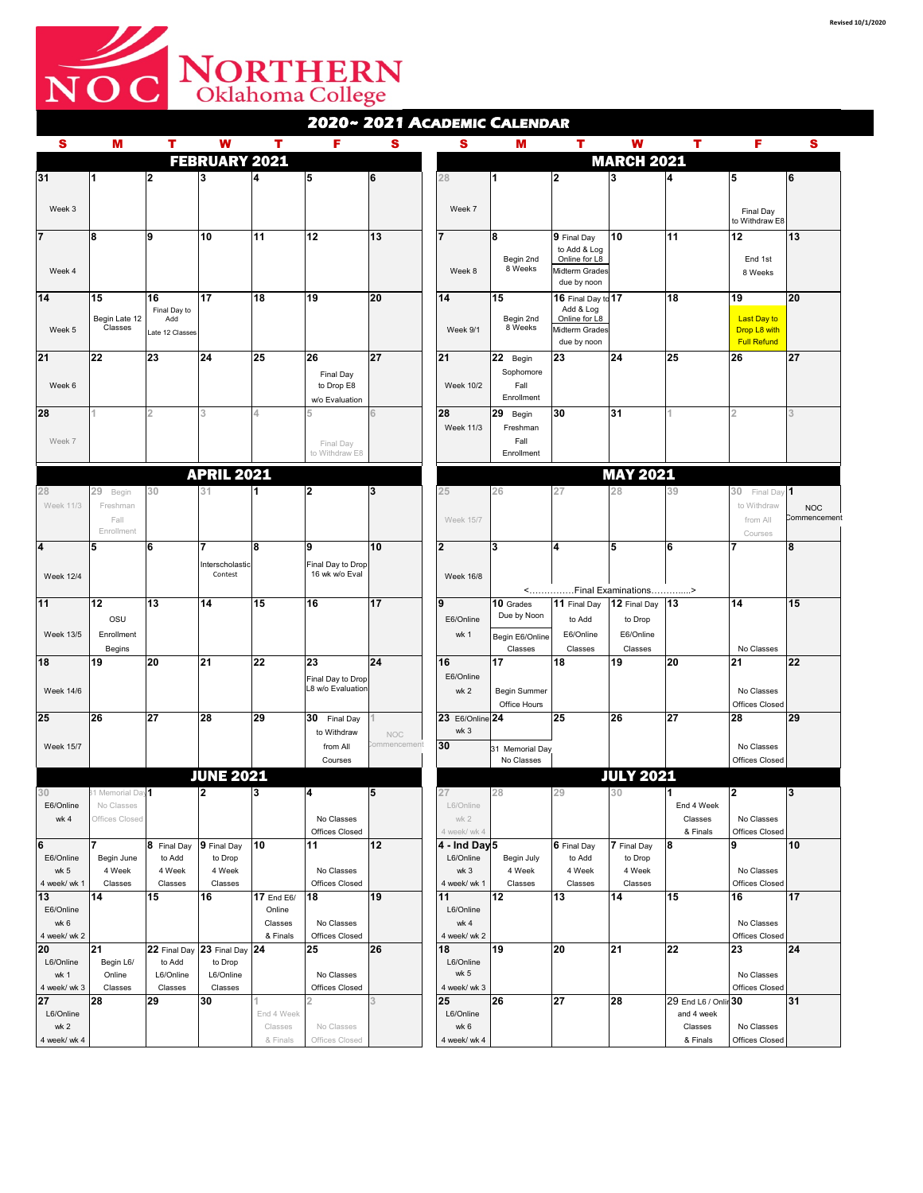Revised 10/1/2020

# Northern Oklahoma College

## 2020~ 2021 Academic Calendar

### FEBRUARY 2021

| S | M | T | W | T | F | S |
|---|---|---|---|---|---|---|
| 31 Week 3 | 1 | 2 | 3 | 4 | 5 | 6 |
| 7 Week 4 | 8 | 9 | 10 | 11 | 12 | 13 |
| 14 Week 5 | 15 Begin Late 12 Classes | 16 Final Day to Add Late 12 Classes | 17 | 18 | 19 | 20 |
| 21 Week 6 | 22 | 23 | 24 | 25 | 26 Final Day to Drop E8 w/o Evaluation | 27 |
| 28 Week 7 | 1 | 2 | 3 | 4 | 5 Final Day to Withdraw E8 | 6 |

### MARCH 2021

| S | M | T | W | T | F | S |
|---|---|---|---|---|---|---|
| 28 Week 7 | 1 | 2 | 3 | 4 | 5 Final Day to Withdraw E8 | 6 |
| 7 Week 8 | 8 Begin 2nd 8 Weeks | 9 Final Day to Add & Log Online for L8 Midterm Grades due by noon | 10 | 11 | 12 End 1st 8 Weeks | 13 |
| 14 Week 9/1 | 15 Begin 2nd 8 Weeks | 16 Final Day to Add & Log Online for L8 Midterm Grades due by noon | 17 | 18 | 19 Last Day to Drop L8 with Full Refund | 20 |
| 21 Week 10/2 | 22 Begin Sophomore Fall Enrollment | 23 | 24 | 25 | 26 | 27 |
| 28 Week 11/3 | 29 Begin Freshman Fall Enrollment | 30 | 31 | 1 | 2 | 3 |

### APRIL 2021

| S | M | T | W | T | F | S |
|---|---|---|---|---|---|---|
| 28 Week 11/3 | 29 Begin Freshman Fall Enrollment | 30 | 31 | 1 | 2 | 3 |
| 4 Week 12/4 | 5 | 6 | 7 Interscholastic Contest | 8 | 9 Final Day to Drop 16 wk w/o Eval | 10 |
| 11 Week 13/5 | 12 OSU Enrollment Begins | 13 | 14 | 15 | 16 | 17 |
| 18 Week 14/6 | 19 | 20 | 21 | 22 | 23 Final Day to Drop L8 w/o Evaluation | 24 |
| 25 Week 15/7 | 26 | 27 | 28 | 29 | 30 Final Day to Withdraw from All Courses | 1 NOC Commencement |

### MAY 2021

| S | M | T | W | T | F | S |
|---|---|---|---|---|---|---|
| 25 Week 15/7 | 26 | 27 | 28 | 39 | 30 Final Day to Withdraw from All Courses | 1 NOC Commencement |
| 2 Week 16/8 | 3 <...............Final Examinations…………..> | 4 | 5 | 6 | 7 | 8 |
| 9 E6/Online wk 1 | 10 Grades Due by Noon Begin E6/Online Classes | 11 Final Day to Add E6/Online Classes | 12 Final Day to Drop E6/Online Classes | 13 | 14 No Classes | 15 |
| 16 E6/Online wk 2 | 17 Begin Summer Office Hours | 18 | 19 | 20 | 21 No Classes Offices Closed | 22 |
| 23 E6/Online wk 3 | 24 | 25 | 26 | 27 | 28 No Classes Offices Closed | 29 |
| 30 | 31 Memorial Day No Classes | | | | | |

### JUNE 2021

| S | M | T | W | T | F | S |
|---|---|---|---|---|---|---|
| 30 E6/Online wk 4 | 31 Memorial Day No Classes Offices Closed | 1 | 2 | 3 | 4 No Classes Offices Closed | 5 |
| 6 E6/Online wk 5 4 week/ wk 1 | 7 Begin June 4 Week Classes | 8 Final Day to Add 4 Week Classes | 9 Final Day to Drop 4 Week Classes | 10 | 11 No Classes Offices Closed | 12 |
| 13 E6/Online wk 6 4 week/ wk 2 | 14 | 15 | 16 | 17 End E6/ Online Classes & Finals | 18 No Classes Offices Closed | 19 |
| 20 L6/Online wk 1 4 week/ wk 3 | 21 Begin L6/ Online Classes | 22 Final Day to Add L6/Online Classes | 23 Final Day to Drop L6/Online Classes | 24 | 25 No Classes Offices Closed | 26 |
| 27 L6/Online wk 2 4 week/ wk 4 | 28 | 29 | 30 | 1 End 4 Week Classes & Finals | 2 No Classes Offices Closed | 3 |

### JULY 2021

| S | M | T | W | T | F | S |
|---|---|---|---|---|---|---|
| 27 L6/Online wk 2 4 week/ wk 4 | 28 | 29 | 30 | 1 End 4 Week Classes & Finals | 2 No Classes Offices Closed | 3 |
| 4 - Ind Day L6/Online wk 3 4 week/ wk 1 | 5 Begin July 4 Week Classes | 6 Final Day to Add 4 Week Classes | 7 Final Day to Drop 4 Week Classes | 8 | 9 No Classes Offices Closed | 10 |
| 11 L6/Online wk 4 4 week/ wk 2 | 12 | 13 | 14 | 15 | 16 No Classes Offices Closed | 17 |
| 18 L6/Online wk 5 4 week/ wk 3 | 19 | 20 | 21 | 22 | 23 No Classes Offices Closed | 24 |
| 25 L6/Online wk 6 4 week/ wk 4 | 26 | 27 | 28 | 29 End L6 / Online and 4 week Classes & Finals | 30 No Classes Offices Closed | 31 |